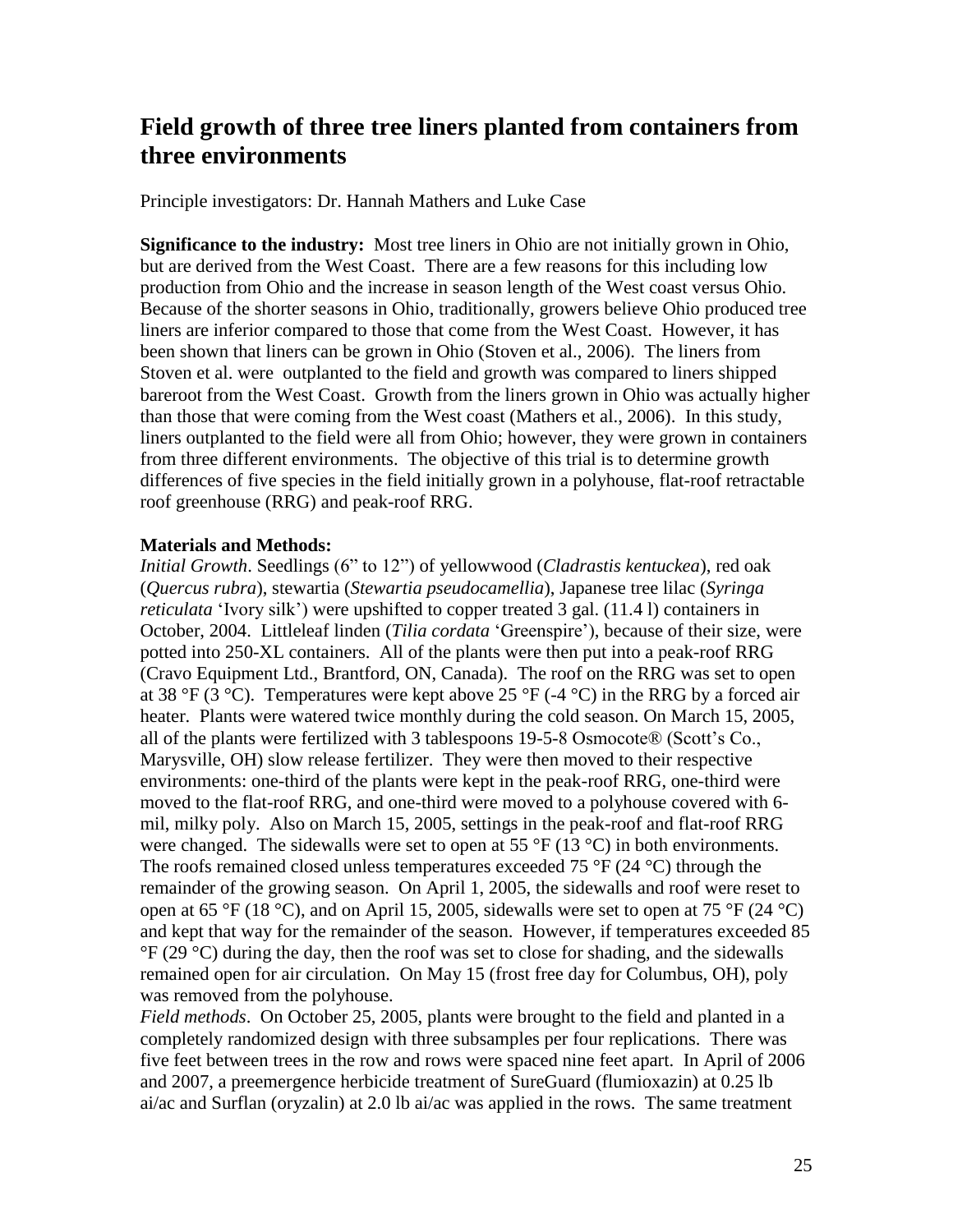# Field growth of three tree liners planted from containers from three environments

Principle investigators: Dr. Hannah Mathers and Luke Case

**Significance to the industry:** Most tree liners in Ohio are not initially grown in Ohio, but are derived from the West Coast. There are a few reasons for this including low production from Ohio and the increase in season length of the West coast versus Ohio. Because of the shorter seasons in Ohio, traditionally, growers believe Ohio produced tree liners are inferior compared to those that come from the West Coast. However, it has been shown that liners can be grown in Ohio (Stoven et al., 2006). The liners from Stoven et al. were outplanted to the field and growth was compared to liners shipped bareroot from the West Coast. Growth from the liners grown in Ohio was actually higher than those that were coming from the West coast (Mathers et al., 2006). In this study, liners outplanted to the field were all from Ohio; however, they were grown in containers from three different environments. The objective of this trial is to determine growth differences of five species in the field initially grown in a polyhouse, flat-roof retractable roof greenhouse (RRG) and peak-roof RRG.

**Materials and Methods:**

*Initial Growth*. Seedlings (6" to 12") of yellowwood (*Cladrastis kentuckea*), red oak (*Quercus rubra*), stewartia (*Stewartia pseudocamellia*), Japanese tree lilac (*Syringa reticulata* 'Ivory silk') were upshifted to copper treated 3 gal. (11.4 l) containers in October, 2004. Littleleaf linden (*Tilia cordata* 'Greenspire'), because of their size, were potted into 250-XL containers. All of the plants were then put into a peak-roof RRG (Cravo Equipment Ltd., Brantford, ON, Canada). The roof on the RRG was set to open at 38 °F (3 °C). Temperatures were kept above 25 °F (-4 °C) in the RRG by a forced air heater. Plants were watered twice monthly during the cold season. On March 15, 2005, all of the plants were fertilized with 3 tablespoons 19-5-8 Osmocote® (Scott's Co., Marysville, OH) slow release fertilizer. They were then moved to their respective environments: one-third of the plants were kept in the peak-roof RRG, one-third were moved to the flat-roof RRG, and one-third were moved to a polyhouse covered with 6-mil, milky poly. Also on March 15, 2005, settings in the peak-roof and flat-roof RRG were changed. The sidewalls were set to open at 55 °F (13 °C) in both environments. The roofs remained closed unless temperatures exceeded 75 °F (24 °C) through the remainder of the growing season. On April 1, 2005, the sidewalls and roof were reset to open at 65 °F (18 °C), and on April 15, 2005, sidewalls were set to open at 75 °F (24 °C) and kept that way for the remainder of the season. However, if temperatures exceeded 85 °F (29 °C) during the day, then the roof was set to close for shading, and the sidewalls remained open for air circulation. On May 15 (frost free day for Columbus, OH), poly was removed from the polyhouse.

*Field methods*. On October 25, 2005, plants were brought to the field and planted in a completely randomized design with three subsamples per four replications. There was five feet between trees in the row and rows were spaced nine feet apart. In April of 2006 and 2007, a preemergence herbicide treatment of SureGuard (flumioxazin) at 0.25 lb ai/ac and Surflan (oryzalin) at 2.0 lb ai/ac was applied in the rows. The same treatment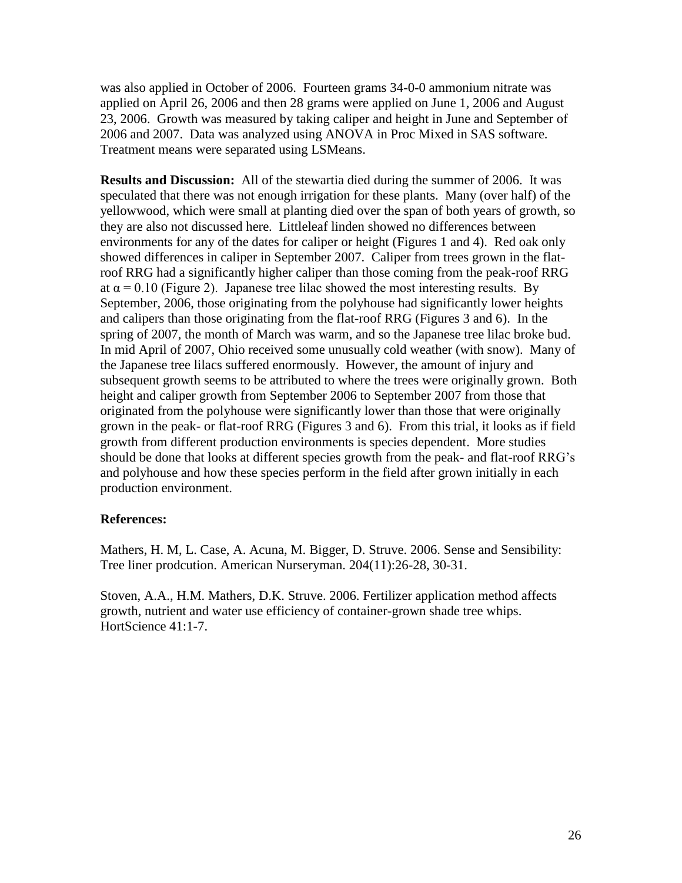was also applied in October of 2006. Fourteen grams 34-0-0 ammonium nitrate was applied on April 26, 2006 and then 28 grams were applied on June 1, 2006 and August 23, 2006. Growth was measured by taking caliper and height in June and September of 2006 and 2007. Data was analyzed using ANOVA in Proc Mixed in SAS software. Treatment means were separated using LSMeans.

**Results and Discussion:** All of the stewartia died during the summer of 2006. It was speculated that there was not enough irrigation for these plants. Many (over half) of the yellowwood, which were small at planting died over the span of both years of growth, so they are also not discussed here. Littleleaf linden showed no differences between environments for any of the dates for caliper or height (Figures 1 and 4). Red oak only showed differences in caliper in September 2007. Caliper from trees grown in the flat-roof RRG had a significantly higher caliper than those coming from the peak-roof RRG at $\alpha = 0.10$ (Figure 2). Japanese tree lilac showed the most interesting results. By September, 2006, those originating from the polyhouse had significantly lower heights and calipers than those originating from the flat-roof RRG (Figures 3 and 6). In the spring of 2007, the month of March was warm, and so the Japanese tree lilac broke bud. In mid April of 2007, Ohio received some unusually cold weather (with snow). Many of the Japanese tree lilacs suffered enormously. However, the amount of injury and subsequent growth seems to be attributed to where the trees were originally grown. Both height and caliper growth from September 2006 to September 2007 from those that originated from the polyhouse were significantly lower than those that were originally grown in the peak- or flat-roof RRG (Figures 3 and 6). From this trial, it looks as if field growth from different production environments is species dependent. More studies should be done that looks at different species growth from the peak- and flat-roof RRG's and polyhouse and how these species perform in the field after grown initially in each production environment.

**References:**

Mathers, H. M, L. Case, A. Acuna, M. Bigger, D. Struve. 2006. Sense and Sensibility: Tree liner prodcution. American Nurseryman. 204(11):26-28, 30-31.

Stoven, A.A., H.M. Mathers, D.K. Struve. 2006. Fertilizer application method affects growth, nutrient and water use efficiency of container-grown shade tree whips. HortScience 41:1-7.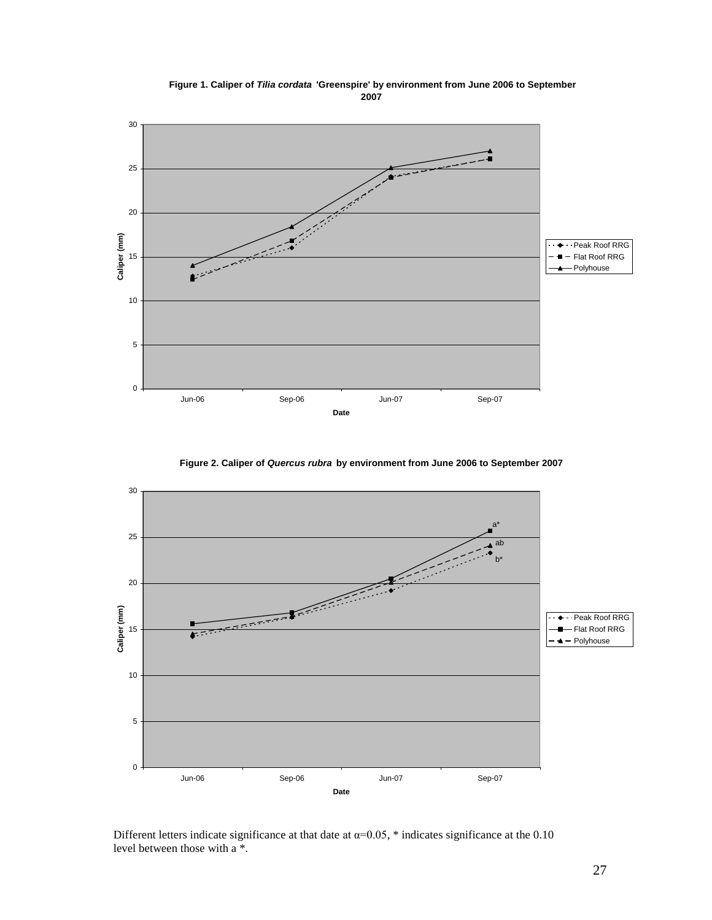**Figure 1. Caliper of *Tilia cordata* 'Greenspire' by environment from June 2006 to September 2007**

**Figure 2. Caliper of *Quercus rubra* by environment from June 2006 to September 2007**

Different letters indicate significance at that date at α=0.05, * indicates significance at the 0.10 level between those with a *.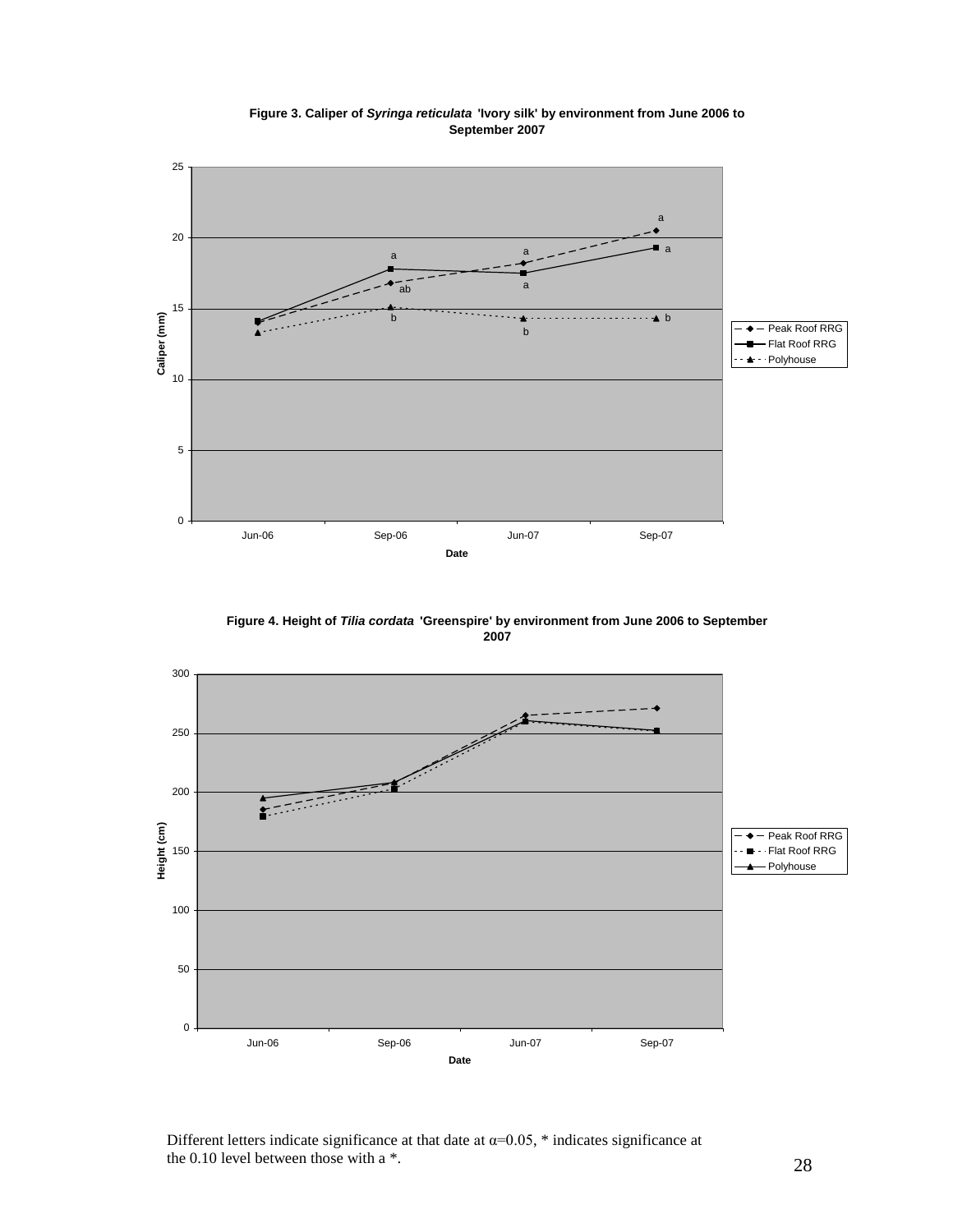**Figure 3. Caliper of *Syringa reticulata* 'Ivory silk' by environment from June 2006 to September 2007**

**Figure 4. Height of *Tilia cordata* 'Greenspire' by environment from June 2006 to September 2007**

Different letters indicate significance at that date at α=0.05, * indicates significance at the 0.10 level between those with a *.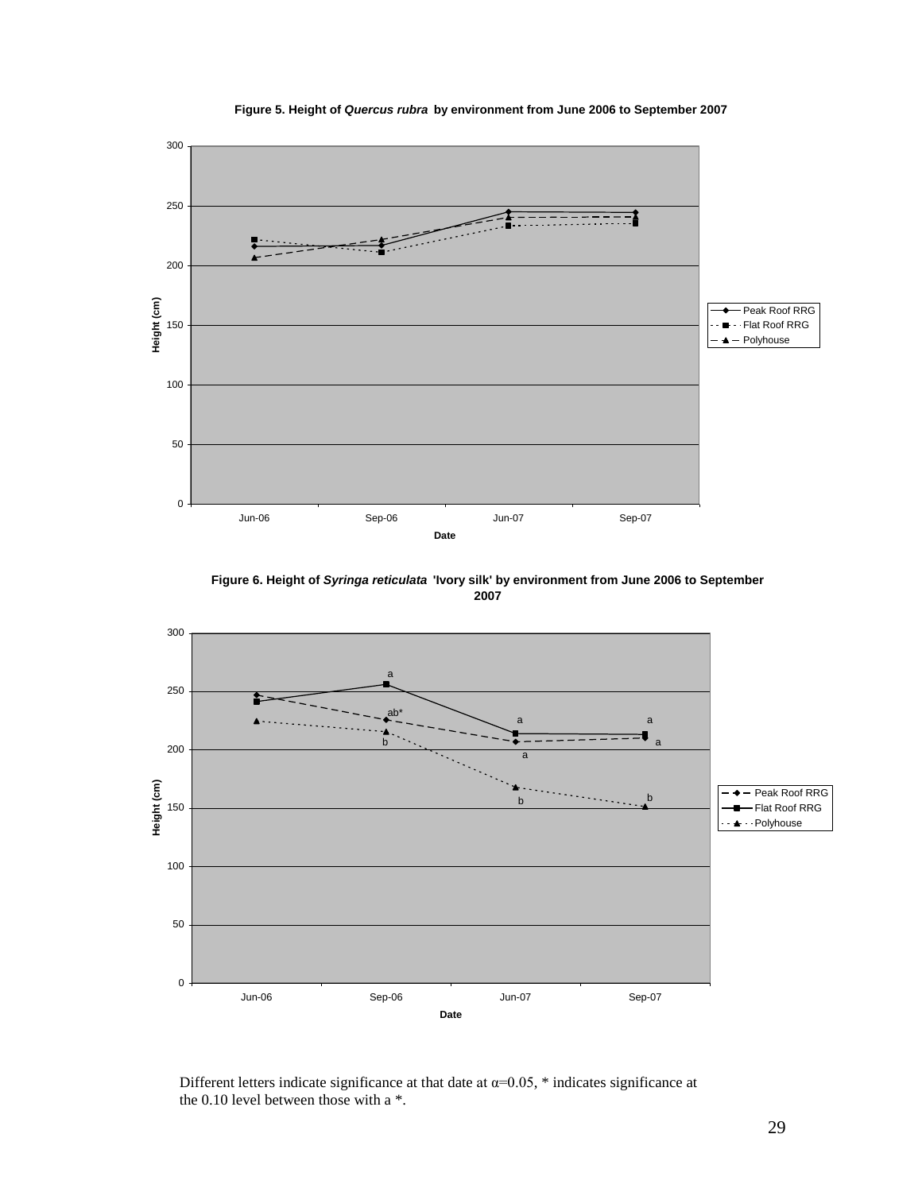**Figure 5. Height of *Quercus rubra* by environment from June 2006 to September 2007**

300
250
200
150
100
50
0

Height (cm)

Jun-06
Sep-06
Jun-07
Sep-07

Date

Peak Roof RRG
Flat Roof RRG
Polyhouse

**Figure 6. Height of *Syringa reticulata* 'Ivory silk' by environment from June 2006 to September 2007**

300
250
200
150
100
50
0

Height (cm)

a
ab*
b
a
a
b
a
a
b

Jun-06
Sep-06
Jun-07
Sep-07

Date

Peak Roof RRG
Flat Roof RRG
Polyhouse

Different letters indicate significance at that date at α=0.05, * indicates significance at the 0.10 level between those with a *.